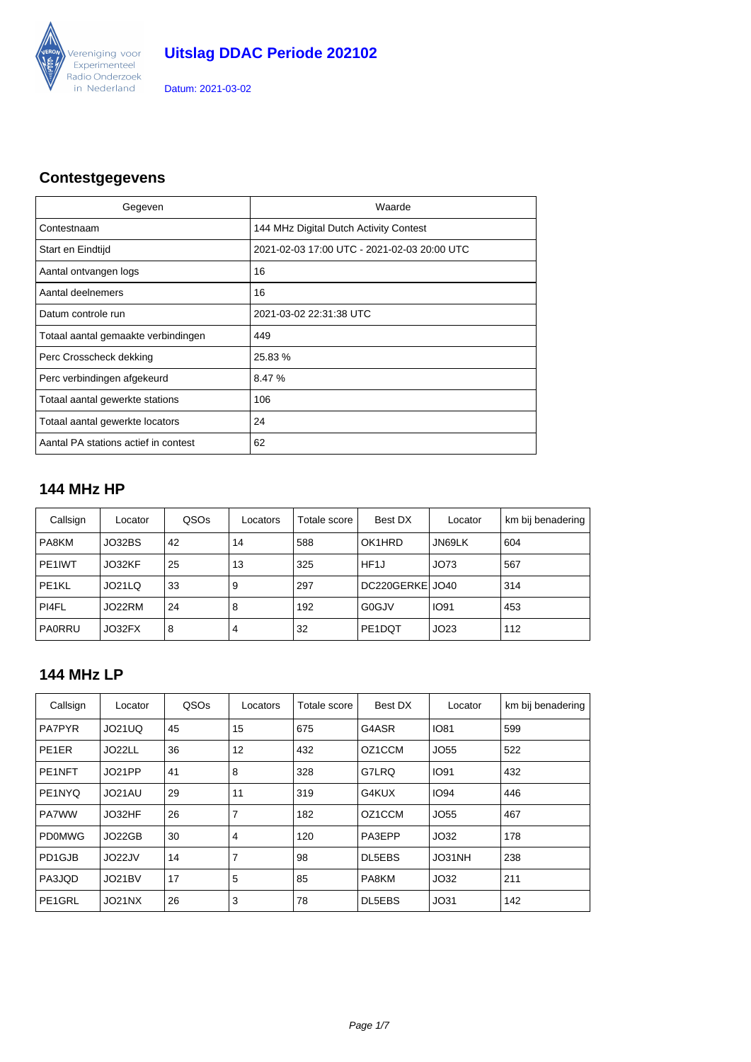Vereniging voor Experimenteel Radio Onderzoek in Nederland

# Uitslag DDAC Periode 202102

Datum: 2021-03-02

## Contestgegevens

| Gegeven | Waarde |
|---|---|
| Contestnaam | 144 MHz Digital Dutch Activity Contest |
| Start en Eindtijd | 2021-02-03 17:00 UTC - 2021-02-03 20:00 UTC |
| Aantal ontvangen logs | 16 |
| Aantal deelnemers | 16 |
| Datum controle run | 2021-03-02 22:31:38 UTC |
| Totaal aantal gemaakte verbindingen | 449 |
| Perc Crosscheck dekking | 25.83 % |
| Perc verbindingen afgekeurd | 8.47 % |
| Totaal aantal gewerkte stations | 106 |
| Totaal aantal gewerkte locators | 24 |
| Aantal PA stations actief in contest | 62 |

## 144 MHz HP

| Callsign | Locator | QSOs | Locators | Totale score | Best DX | Locator | km bij benadering |
|---|---|---|---|---|---|---|---|
| PA8KM | JO32BS | 42 | 14 | 588 | OK1HRD | JN69LK | 604 |
| PE1IWT | JO32KF | 25 | 13 | 325 | HF1J | JO73 | 567 |
| PE1KL | JO21LQ | 33 | 9 | 297 | DC220GERKE | JO40 | 314 |
| PI4FL | JO22RM | 24 | 8 | 192 | G0GJV | IO91 | 453 |
| PA0RRU | JO32FX | 8 | 4 | 32 | PE1DQT | JO23 | 112 |

## 144 MHz LP

| Callsign | Locator | QSOs | Locators | Totale score | Best DX | Locator | km bij benadering |
|---|---|---|---|---|---|---|---|
| PA7PYR | JO21UQ | 45 | 15 | 675 | G4ASR | IO81 | 599 |
| PE1ER | JO22LL | 36 | 12 | 432 | OZ1CCM | JO55 | 522 |
| PE1NFT | JO21PP | 41 | 8 | 328 | G7LRQ | IO91 | 432 |
| PE1NYQ | JO21AU | 29 | 11 | 319 | G4KUX | IO94 | 446 |
| PA7WW | JO32HF | 26 | 7 | 182 | OZ1CCM | JO55 | 467 |
| PD0MWG | JO22GB | 30 | 4 | 120 | PA3EPP | JO32 | 178 |
| PD1GJB | JO22JV | 14 | 7 | 98 | DL5EBS | JO31NH | 238 |
| PA3JQD | JO21BV | 17 | 5 | 85 | PA8KM | JO32 | 211 |
| PE1GRL | JO21NX | 26 | 3 | 78 | DL5EBS | JO31 | 142 |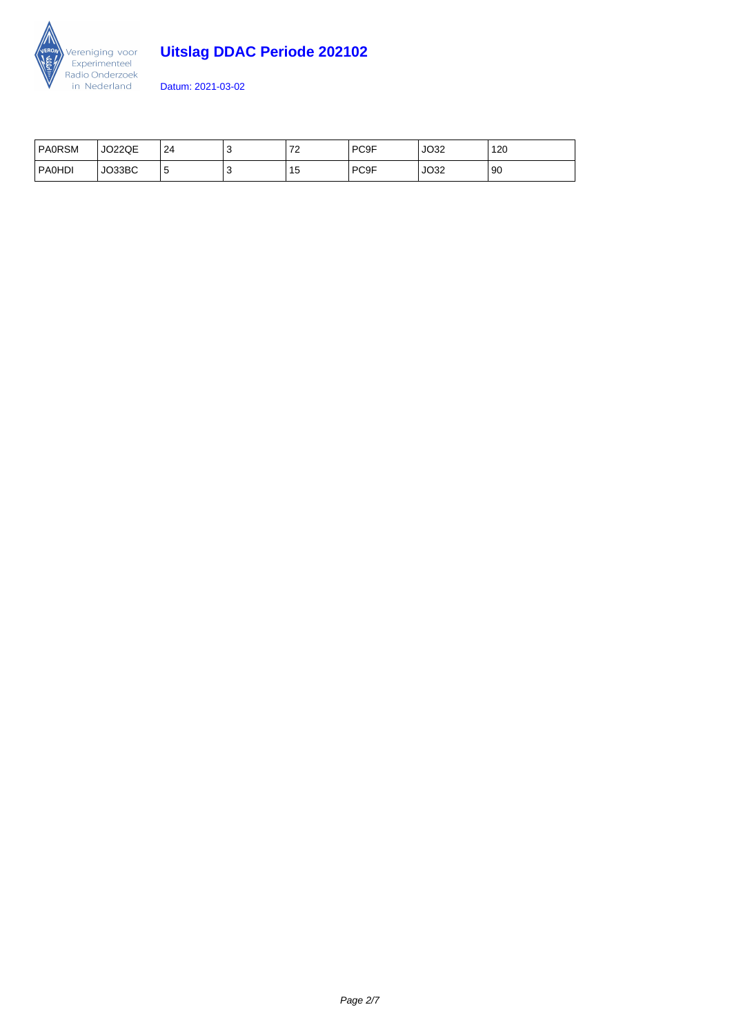# Uitslag DDAC Periode 202102

Datum: 2021-03-02

| | | | | | | | |
|---|---|---|---|---|---|---|---|
| PA0RSM | JO22QE | 24 | 3 | 72 | PC9F | JO32 | 120 |
| PA0HDI | JO33BC | 5 | 3 | 15 | PC9F | JO32 | 90 |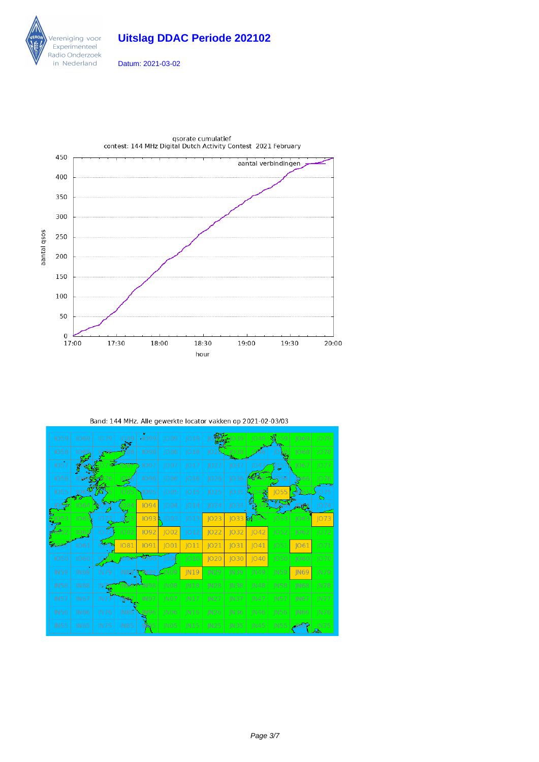# Uitslag DDAC Periode 202102

Datum: 2021-03-02

qsorate cumulatief
contest: 144 MHz Digital Dutch Activity Contest 2021 February

Band: 144 MHz. Alle gewerkte locator vakken op 2021-02-03/03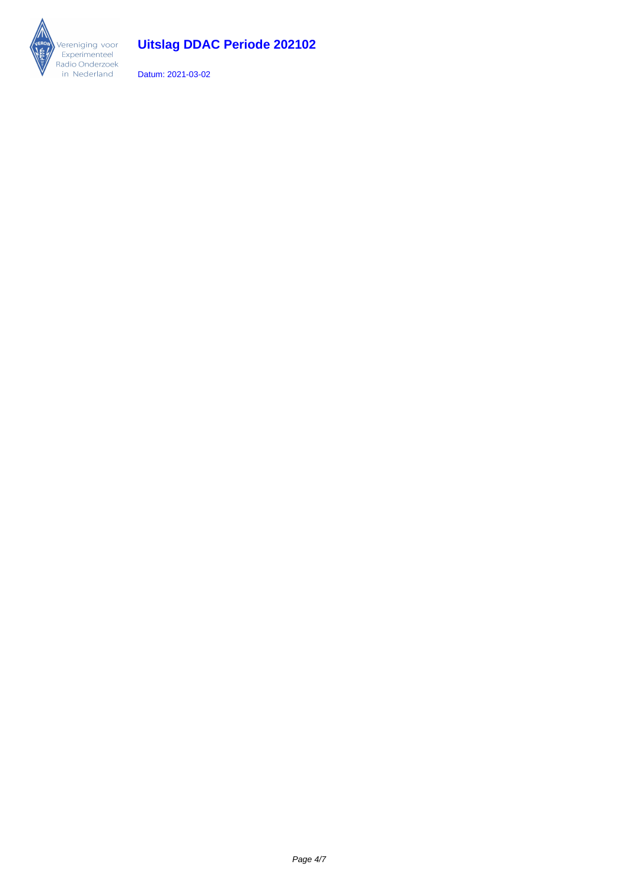Vereniging voor Experimenteel Radio Onderzoek in Nederland

# Uitslag DDAC Periode 202102

Datum: 2021-03-02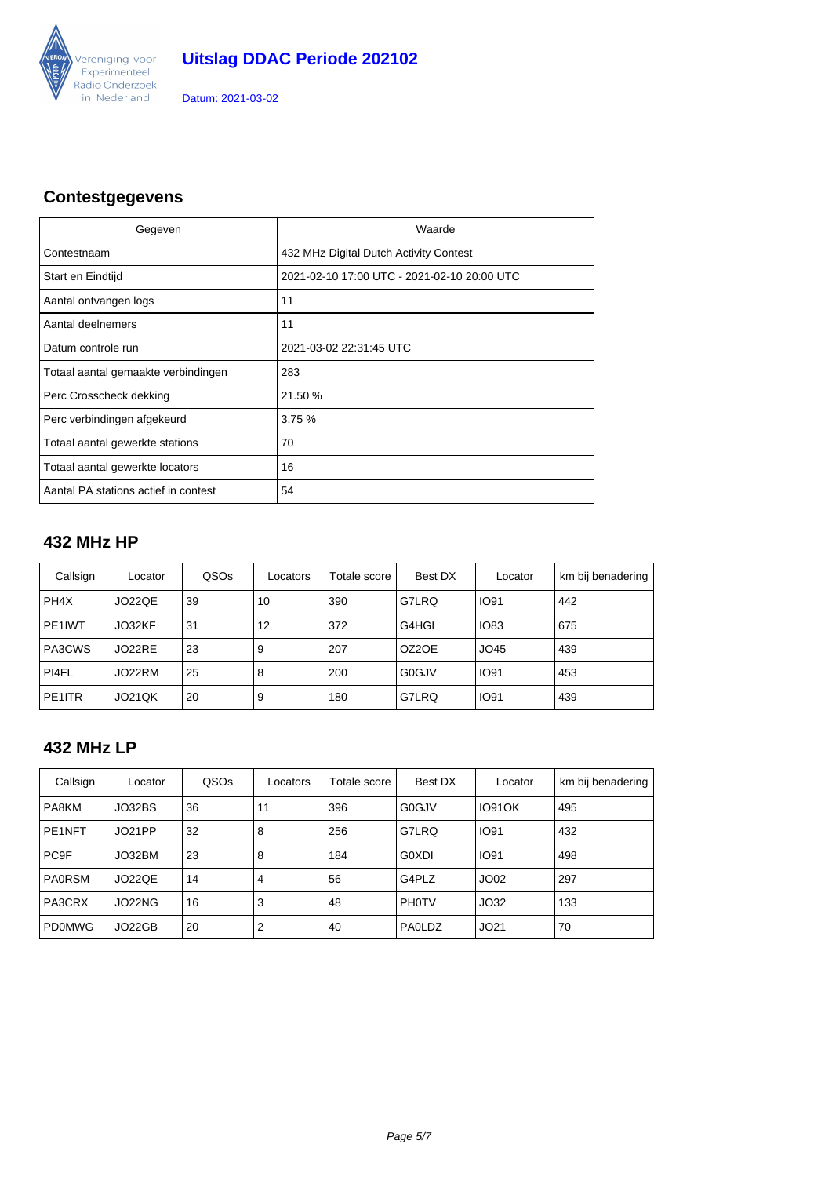# Uitslag DDAC Periode 202102

Datum: 2021-03-02

## Contestgegevens

| Gegeven | Waarde |
|---|---|
| Contestnaam | 432 MHz Digital Dutch Activity Contest |
| Start en Eindtijd | 2021-02-10 17:00 UTC - 2021-02-10 20:00 UTC |
| Aantal ontvangen logs | 11 |
| Aantal deelnemers | 11 |
| Datum controle run | 2021-03-02 22:31:45 UTC |
| Totaal aantal gemaakte verbindingen | 283 |
| Perc Crosscheck dekking | 21.50 % |
| Perc verbindingen afgekeurd | 3.75 % |
| Totaal aantal gewerkte stations | 70 |
| Totaal aantal gewerkte locators | 16 |
| Aantal PA stations actief in contest | 54 |

## 432 MHz HP

| Callsign | Locator | QSOs | Locators | Totale score | Best DX | Locator | km bij benadering |
|---|---|---|---|---|---|---|---|
| PH4X | JO22QE | 39 | 10 | 390 | G7LRQ | IO91 | 442 |
| PE1IWT | JO32KF | 31 | 12 | 372 | G4HGI | IO83 | 675 |
| PA3CWS | JO22RE | 23 | 9 | 207 | OZ2OE | JO45 | 439 |
| PI4FL | JO22RM | 25 | 8 | 200 | G0GJV | IO91 | 453 |
| PE1ITR | JO21QK | 20 | 9 | 180 | G7LRQ | IO91 | 439 |

## 432 MHz LP

| Callsign | Locator | QSOs | Locators | Totale score | Best DX | Locator | km bij benadering |
|---|---|---|---|---|---|---|---|
| PA8KM | JO32BS | 36 | 11 | 396 | G0GJV | IO91OK | 495 |
| PE1NFT | JO21PP | 32 | 8 | 256 | G7LRQ | IO91 | 432 |
| PC9F | JO32BM | 23 | 8 | 184 | G0XDI | IO91 | 498 |
| PA0RSM | JO22QE | 14 | 4 | 56 | G4PLZ | JO02 | 297 |
| PA3CRX | JO22NG | 16 | 3 | 48 | PH0TV | JO32 | 133 |
| PD0MWG | JO22GB | 20 | 2 | 40 | PA0LDZ | JO21 | 70 |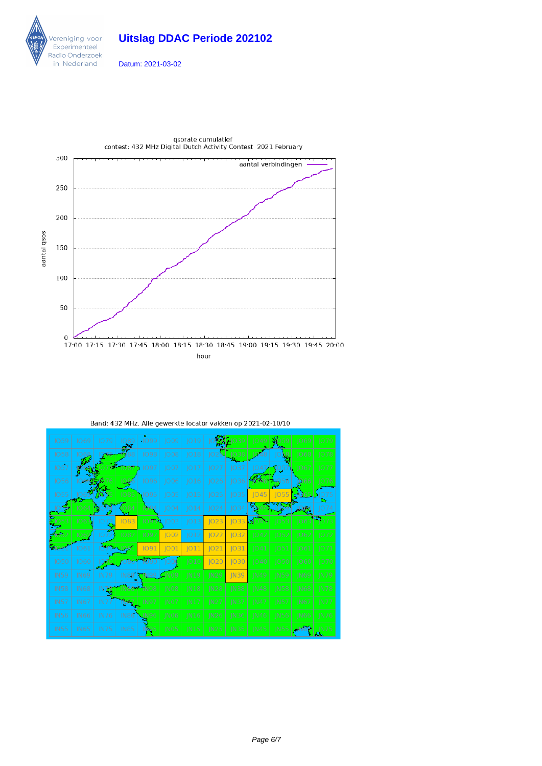# Uitslag DDAC Periode 202102

Datum: 2021-03-02

qsorate cumulatief
contest: 432 MHz Digital Dutch Activity Contest 2021 February

Band: 432 MHz. Alle gewerkte locator vakken op 2021-02-10/10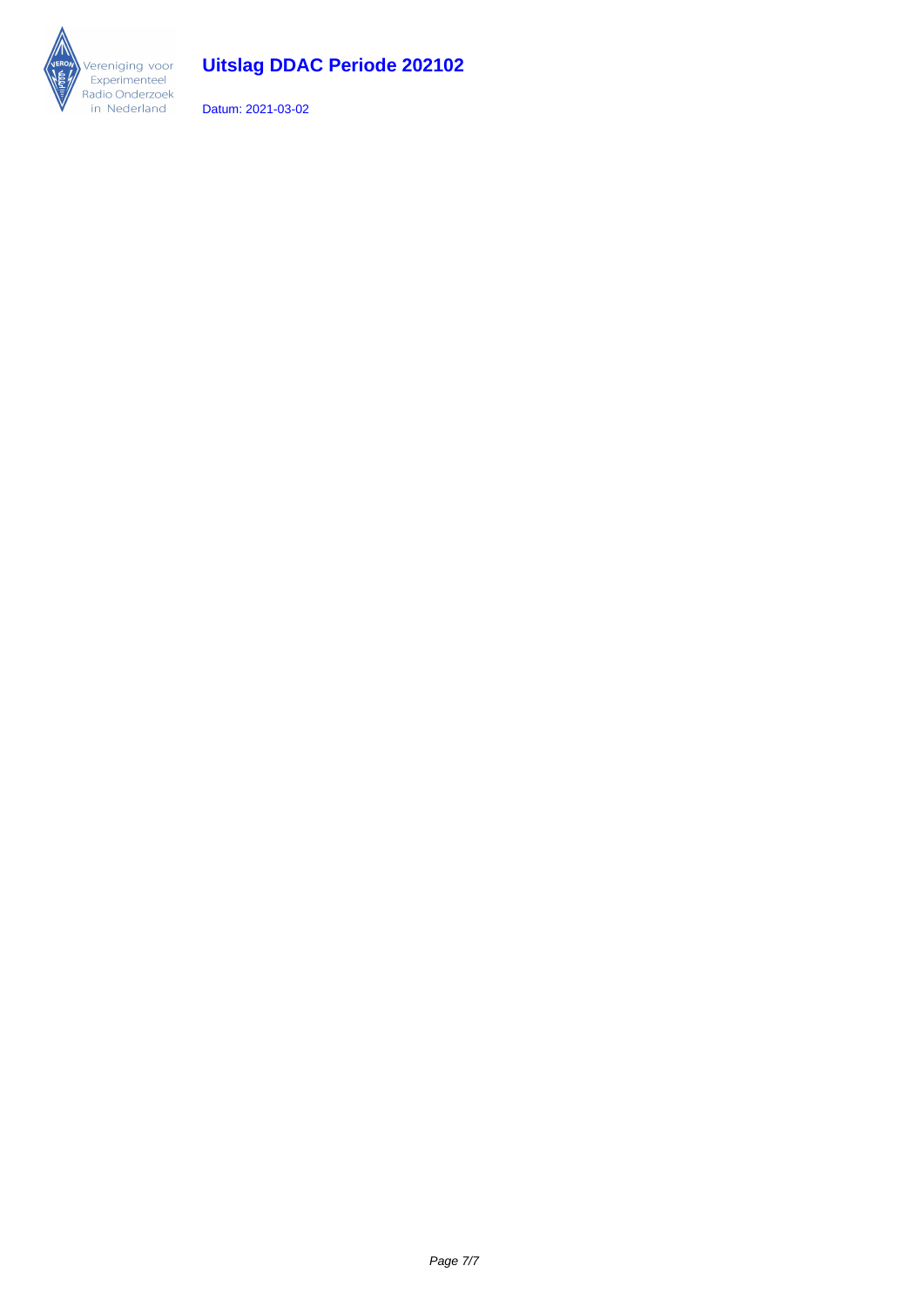Vereniging voor Experimenteel Radio Onderzoek in Nederland

# Uitslag DDAC Periode 202102

Datum: 2021-03-02